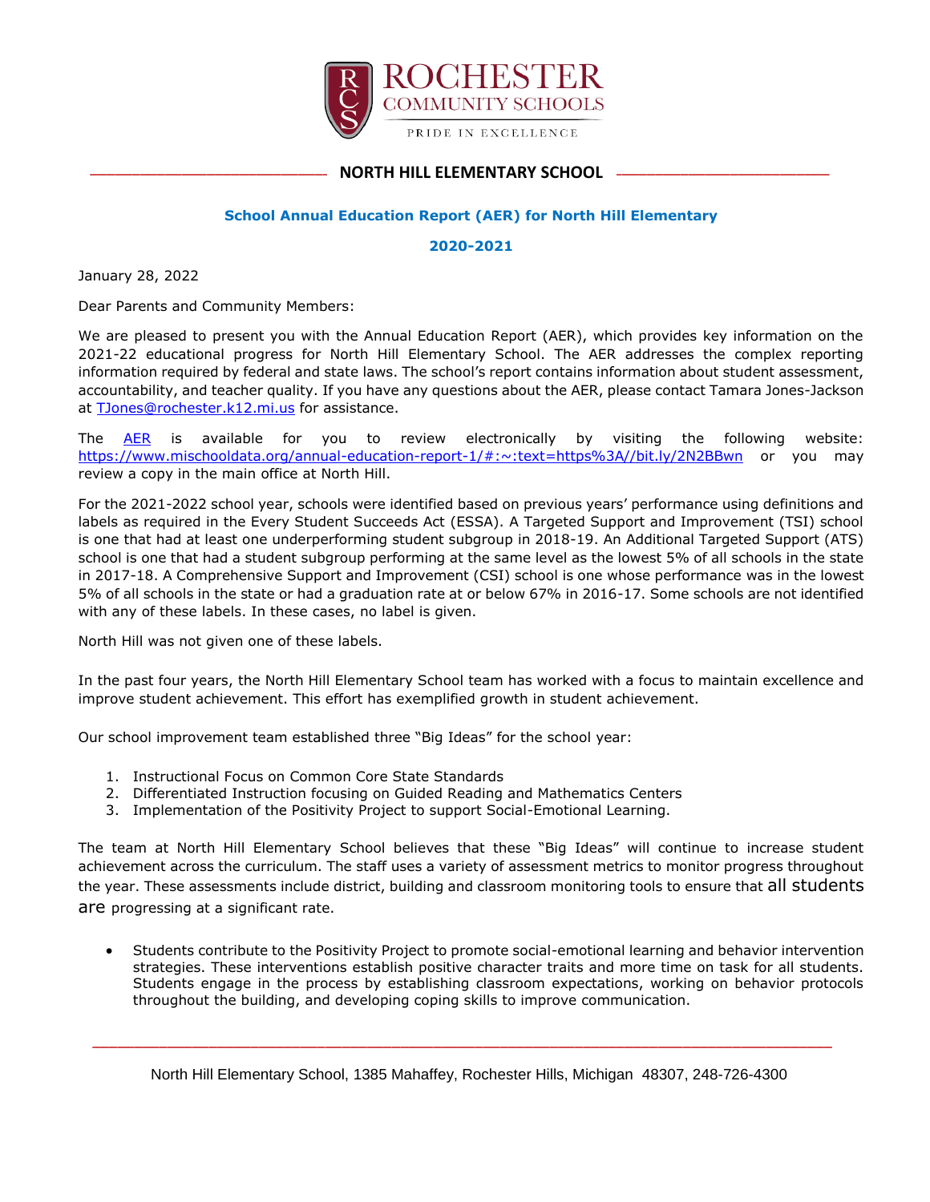# ROCHESTER COMMUNITY SCHOOLS

PRIDE IN EXCELLENCE

## NORTH HILL ELEMENTARY SCHOOL

### School Annual Education Report (AER) for North Hill Elementary

### 2020-2021

January 28, 2022

Dear Parents and Community Members:

We are pleased to present you with the Annual Education Report (AER), which provides key information on the 2021-22 educational progress for North Hill Elementary School. The AER addresses the complex reporting information required by federal and state laws. The school's report contains information about student assessment, accountability, and teacher quality. If you have any questions about the AER, please contact Tamara Jones-Jackson at [TJones@rochester.k12.mi.us](mailto:TJones@rochester.k12.mi.us) for assistance.

The [AER](https://www.mischooldata.org/annual-education-report-1/#:~:text=https%3A//bit.ly/2N2BBwn) is available for you to review electronically by visiting the following website: [https://www.mischooldata.org/annual-education-report-1/#:~:text=https%3A//bit.ly/2N2BBwn](https://www.mischooldata.org/annual-education-report-1/#:~:text=https%3A//bit.ly/2N2BBwn) or you may review a copy in the main office at North Hill.

For the 2021-2022 school year, schools were identified based on previous years' performance using definitions and labels as required in the Every Student Succeeds Act (ESSA). A Targeted Support and Improvement (TSI) school is one that had at least one underperforming student subgroup in 2018-19. An Additional Targeted Support (ATS) school is one that had a student subgroup performing at the same level as the lowest 5% of all schools in the state in 2017-18. A Comprehensive Support and Improvement (CSI) school is one whose performance was in the lowest 5% of all schools in the state or had a graduation rate at or below 67% in 2016-17. Some schools are not identified with any of these labels. In these cases, no label is given.

North Hill was not given one of these labels.

In the past four years, the North Hill Elementary School team has worked with a focus to maintain excellence and improve student achievement. This effort has exemplified growth in student achievement.

Our school improvement team established three "Big Ideas" for the school year:

1. Instructional Focus on Common Core State Standards
2. Differentiated Instruction focusing on Guided Reading and Mathematics Centers
3. Implementation of the Positivity Project to support Social-Emotional Learning.

The team at North Hill Elementary School believes that these "Big Ideas" will continue to increase student achievement across the curriculum. The staff uses a variety of assessment metrics to monitor progress throughout the year. These assessments include district, building and classroom monitoring tools to ensure that all students are progressing at a significant rate.

- Students contribute to the Positivity Project to promote social-emotional learning and behavior intervention strategies. These interventions establish positive character traits and more time on task for all students. Students engage in the process by establishing classroom expectations, working on behavior protocols throughout the building, and developing coping skills to improve communication.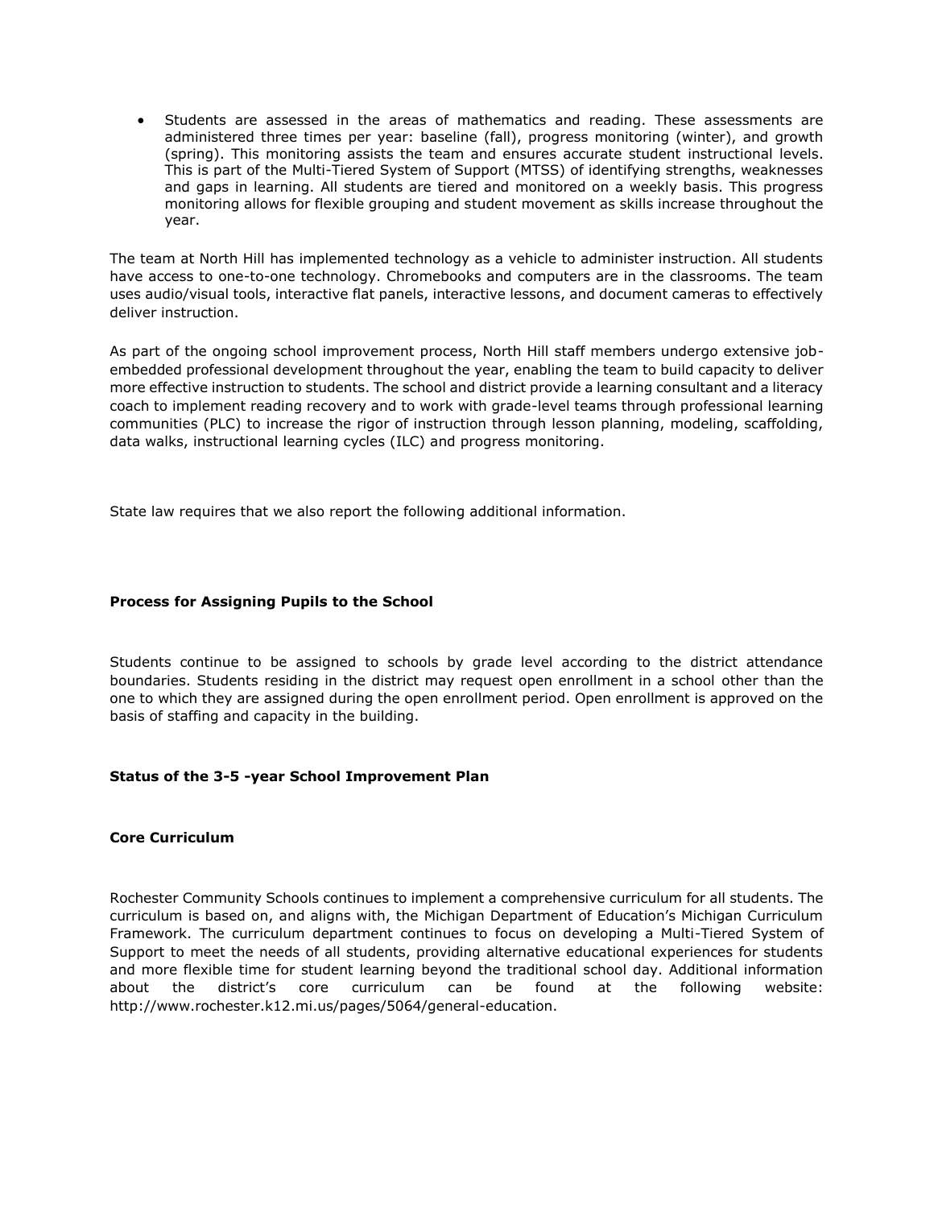- Students are assessed in the areas of mathematics and reading. These assessments are administered three times per year: baseline (fall), progress monitoring (winter), and growth (spring). This monitoring assists the team and ensures accurate student instructional levels. This is part of the Multi-Tiered System of Support (MTSS) of identifying strengths, weaknesses and gaps in learning. All students are tiered and monitored on a weekly basis. This progress monitoring allows for flexible grouping and student movement as skills increase throughout the year.

The team at North Hill has implemented technology as a vehicle to administer instruction. All students have access to one-to-one technology. Chromebooks and computers are in the classrooms. The team uses audio/visual tools, interactive flat panels, interactive lessons, and document cameras to effectively deliver instruction.

As part of the ongoing school improvement process, North Hill staff members undergo extensive job-embedded professional development throughout the year, enabling the team to build capacity to deliver more effective instruction to students. The school and district provide a learning consultant and a literacy coach to implement reading recovery and to work with grade-level teams through professional learning communities (PLC) to increase the rigor of instruction through lesson planning, modeling, scaffolding, data walks, instructional learning cycles (ILC) and progress monitoring.

State law requires that we also report the following additional information.

**Process for Assigning Pupils to the School**

Students continue to be assigned to schools by grade level according to the district attendance boundaries. Students residing in the district may request open enrollment in a school other than the one to which they are assigned during the open enrollment period. Open enrollment is approved on the basis of staffing and capacity in the building.

**Status of the 3-5 -year School Improvement Plan**

**Core Curriculum**

Rochester Community Schools continues to implement a comprehensive curriculum for all students. The curriculum is based on, and aligns with, the Michigan Department of Education's Michigan Curriculum Framework. The curriculum department continues to focus on developing a Multi-Tiered System of Support to meet the needs of all students, providing alternative educational experiences for students and more flexible time for student learning beyond the traditional school day. Additional information about the district's core curriculum can be found at the following website: http://www.rochester.k12.mi.us/pages/5064/general-education.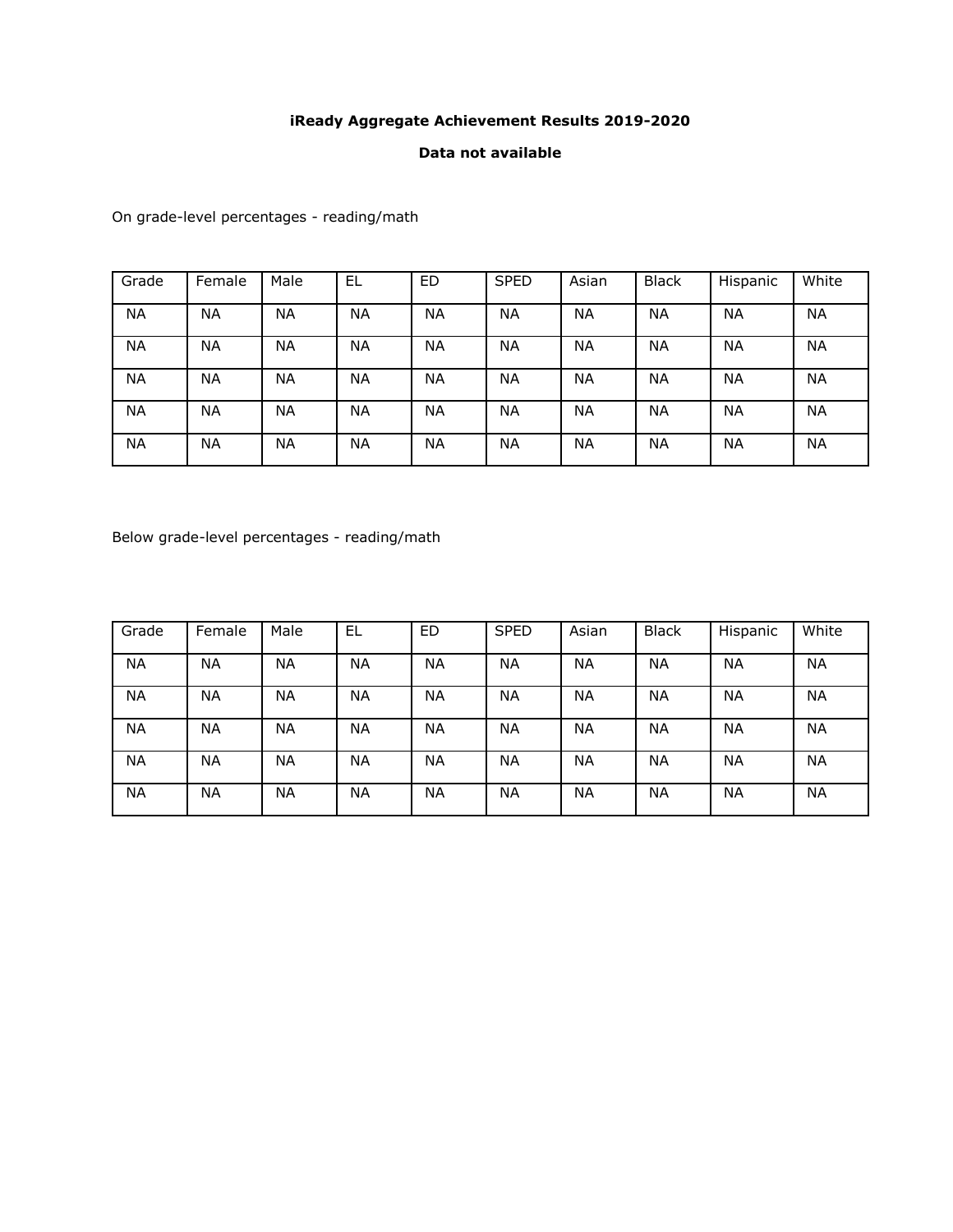**iReady Aggregate Achievement Results 2019-2020**

**Data not available**

On grade-level percentages - reading/math

| Grade | Female | Male | EL | ED | SPED | Asian | Black | Hispanic | White |
|---|---|---|---|---|---|---|---|---|---|
| NA | NA | NA | NA | NA | NA | NA | NA | NA | NA |
| NA | NA | NA | NA | NA | NA | NA | NA | NA | NA |
| NA | NA | NA | NA | NA | NA | NA | NA | NA | NA |
| NA | NA | NA | NA | NA | NA | NA | NA | NA | NA |
| NA | NA | NA | NA | NA | NA | NA | NA | NA | NA |

Below grade-level percentages - reading/math

| Grade | Female | Male | EL | ED | SPED | Asian | Black | Hispanic | White |
|---|---|---|---|---|---|---|---|---|---|
| NA | NA | NA | NA | NA | NA | NA | NA | NA | NA |
| NA | NA | NA | NA | NA | NA | NA | NA | NA | NA |
| NA | NA | NA | NA | NA | NA | NA | NA | NA | NA |
| NA | NA | NA | NA | NA | NA | NA | NA | NA | NA |
| NA | NA | NA | NA | NA | NA | NA | NA | NA | NA |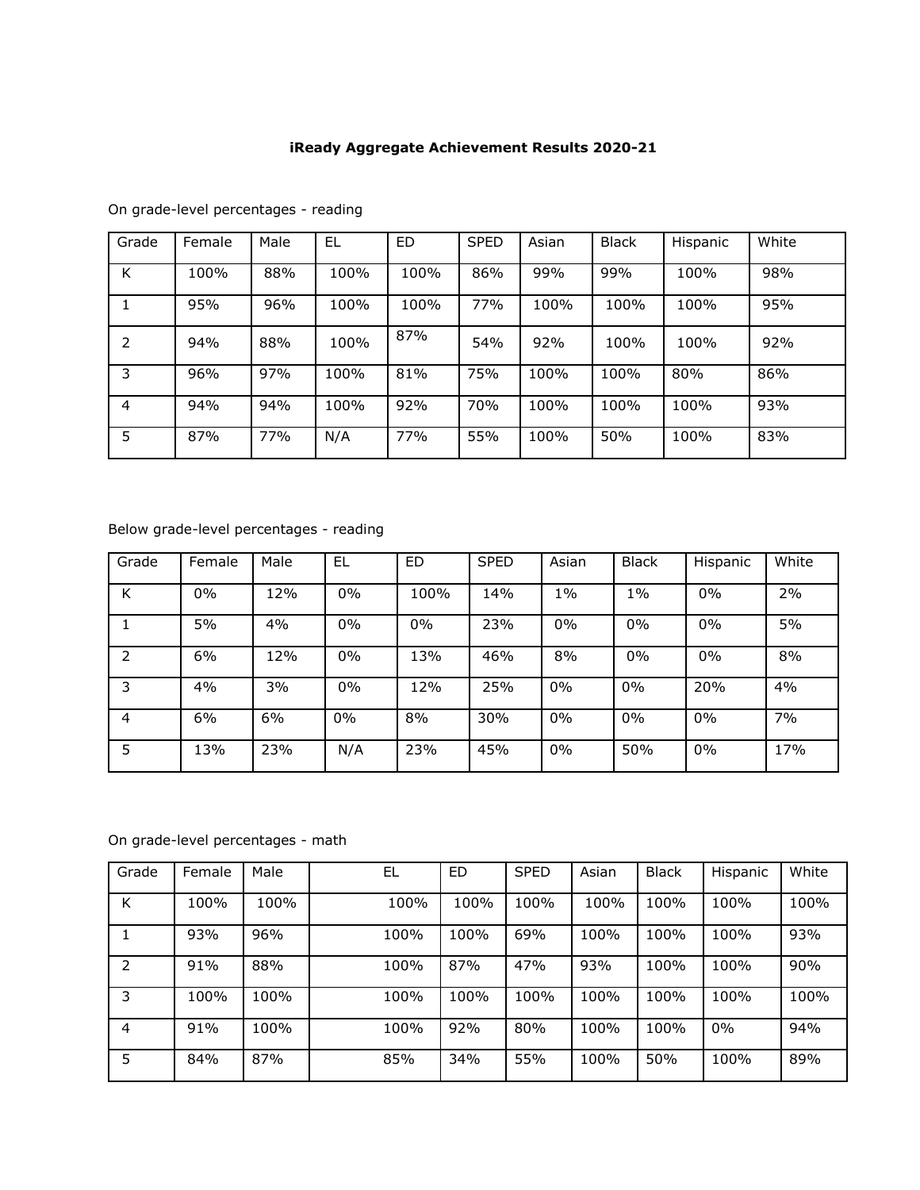**iReady Aggregate Achievement Results 2020-21**

On grade-level percentages - reading

| Grade | Female | Male | EL | ED | SPED | Asian | Black | Hispanic | White |
|---|---|---|---|---|---|---|---|---|---|
| K | 100% | 88% | 100% | 100% | 86% | 99% | 99% | 100% | 98% |
| 1 | 95% | 96% | 100% | 100% | 77% | 100% | 100% | 100% | 95% |
| 2 | 94% | 88% | 100% | 87% | 54% | 92% | 100% | 100% | 92% |
| 3 | 96% | 97% | 100% | 81% | 75% | 100% | 100% | 80% | 86% |
| 4 | 94% | 94% | 100% | 92% | 70% | 100% | 100% | 100% | 93% |
| 5 | 87% | 77% | N/A | 77% | 55% | 100% | 50% | 100% | 83% |

Below grade-level percentages - reading

| Grade | Female | Male | EL | ED | SPED | Asian | Black | Hispanic | White |
|---|---|---|---|---|---|---|---|---|---|
| K | 0% | 12% | 0% | 100% | 14% | 1% | 1% | 0% | 2% |
| 1 | 5% | 4% | 0% | 0% | 23% | 0% | 0% | 0% | 5% |
| 2 | 6% | 12% | 0% | 13% | 46% | 8% | 0% | 0% | 8% |
| 3 | 4% | 3% | 0% | 12% | 25% | 0% | 0% | 20% | 4% |
| 4 | 6% | 6% | 0% | 8% | 30% | 0% | 0% | 0% | 7% |
| 5 | 13% | 23% | N/A | 23% | 45% | 0% | 50% | 0% | 17% |

On grade-level percentages - math

| Grade | Female | Male | EL | ED | SPED | Asian | Black | Hispanic | White |
|---|---|---|---|---|---|---|---|---|---|
| K | 100% | 100% | 100% | 100% | 100% | 100% | 100% | 100% | 100% |
| 1 | 93% | 96% | 100% | 100% | 69% | 100% | 100% | 100% | 93% |
| 2 | 91% | 88% | 100% | 87% | 47% | 93% | 100% | 100% | 90% |
| 3 | 100% | 100% | 100% | 100% | 100% | 100% | 100% | 100% | 100% |
| 4 | 91% | 100% | 100% | 92% | 80% | 100% | 100% | 0% | 94% |
| 5 | 84% | 87% | 85% | 34% | 55% | 100% | 50% | 100% | 89% |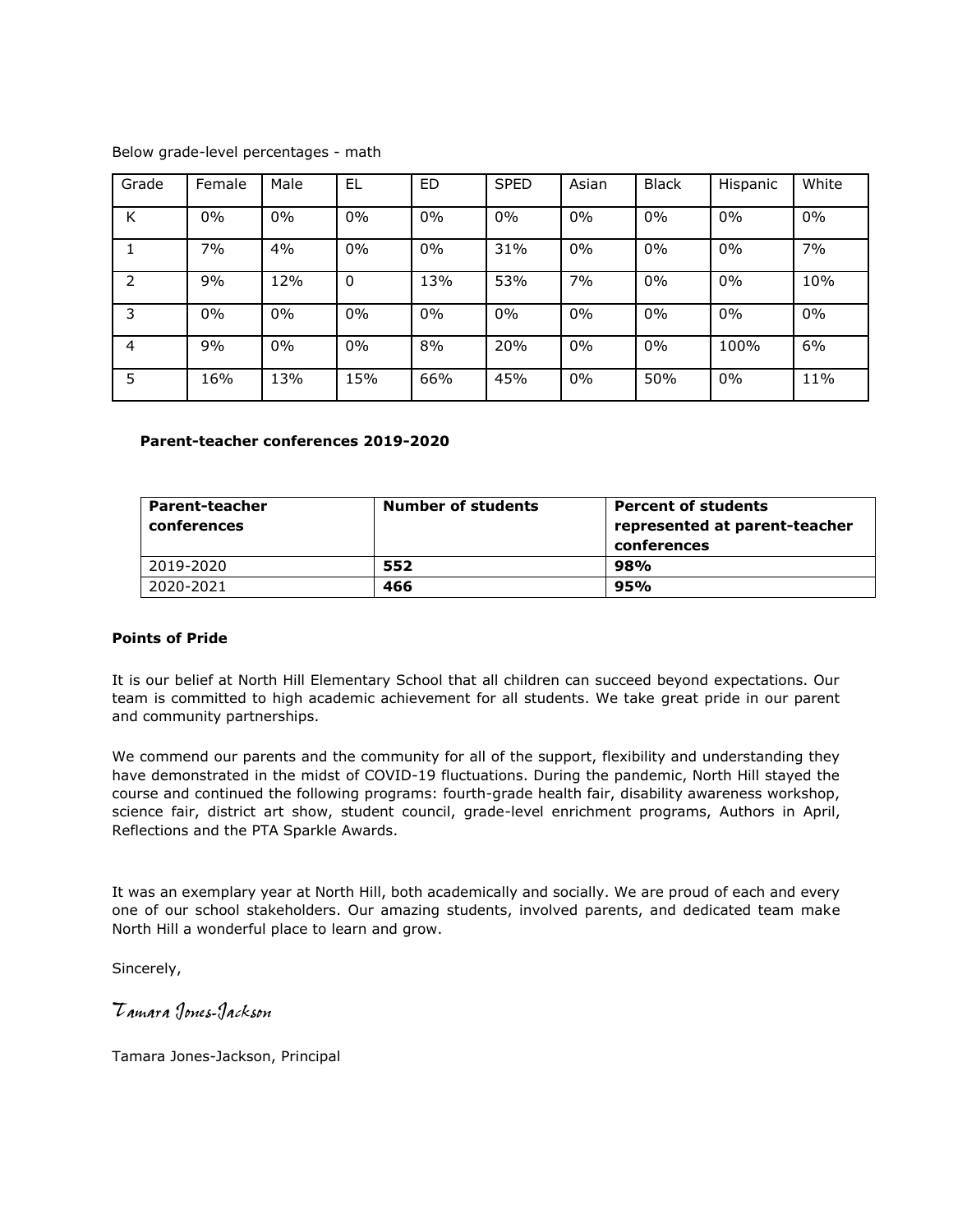Below grade-level percentages - math

| Grade | Female | Male | EL | ED | SPED | Asian | Black | Hispanic | White |
|---|---|---|---|---|---|---|---|---|---|
| K | 0% | 0% | 0% | 0% | 0% | 0% | 0% | 0% | 0% |
| 1 | 7% | 4% | 0% | 0% | 31% | 0% | 0% | 0% | 7% |
| 2 | 9% | 12% | 0 | 13% | 53% | 7% | 0% | 0% | 10% |
| 3 | 0% | 0% | 0% | 0% | 0% | 0% | 0% | 0% | 0% |
| 4 | 9% | 0% | 0% | 8% | 20% | 0% | 0% | 100% | 6% |
| 5 | 16% | 13% | 15% | 66% | 45% | 0% | 50% | 0% | 11% |

**Parent-teacher conferences 2019-2020**

| Parent-teacher conferences | Number of students | Percent of students represented at parent-teacher conferences |
|---|---|---|
| 2019-2020 | **552** | **98%** |
| 2020-2021 | **466** | **95%** |

**Points of Pride**

It is our belief at North Hill Elementary School that all children can succeed beyond expectations. Our team is committed to high academic achievement for all students. We take great pride in our parent and community partnerships.

We commend our parents and the community for all of the support, flexibility and understanding they have demonstrated in the midst of COVID-19 fluctuations. During the pandemic, North Hill stayed the course and continued the following programs: fourth-grade health fair, disability awareness workshop, science fair, district art show, student council, grade-level enrichment programs, Authors in April, Reflections and the PTA Sparkle Awards.

It was an exemplary year at North Hill, both academically and socially. We are proud of each and every one of our school stakeholders. Our amazing students, involved parents, and dedicated team make North Hill a wonderful place to learn and grow.

Sincerely,

*Tamara Jones-Jackson*

Tamara Jones-Jackson, Principal